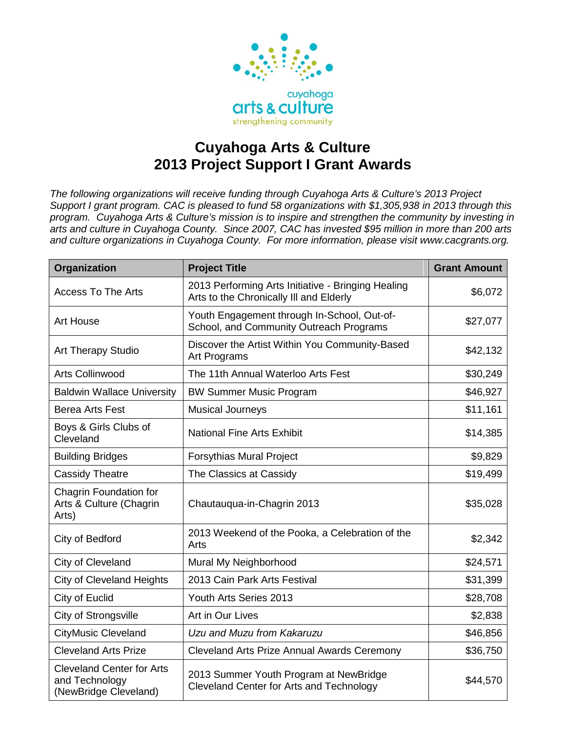# Cuyahoga Arts & Culture
# 2013 Project Support I Grant Awards

*The following organizations will receive funding through Cuyahoga Arts & Culture's 2013 Project Support I grant program. CAC is pleased to fund 58 organizations with $1,305,938 in 2013 through this program. Cuyahoga Arts & Culture's mission is to inspire and strengthen the community by investing in arts and culture in Cuyahoga County. Since 2007, CAC has invested $95 million in more than 200 arts and culture organizations in Cuyahoga County. For more information, please visit www.cacgrants.org.*

| Organization | Project Title | Grant Amount |
|---|---|---|
| Access To The Arts | 2013 Performing Arts Initiative - Bringing Healing Arts to the Chronically Ill and Elderly | $6,072 |
| Art House | Youth Engagement through In-School, Out-of-School, and Community Outreach Programs | $27,077 |
| Art Therapy Studio | Discover the Artist Within You Community-Based Art Programs | $42,132 |
| Arts Collinwood | The 11th Annual Waterloo Arts Fest | $30,249 |
| Baldwin Wallace University | BW Summer Music Program | $46,927 |
| Berea Arts Fest | Musical Journeys | $11,161 |
| Boys & Girls Clubs of Cleveland | National Fine Arts Exhibit | $14,385 |
| Building Bridges | Forsythias Mural Project | $9,829 |
| Cassidy Theatre | The Classics at Cassidy | $19,499 |
| Chagrin Foundation for Arts & Culture (Chagrin Arts) | Chautauqua-in-Chagrin 2013 | $35,028 |
| City of Bedford | 2013 Weekend of the Pooka, a Celebration of the Arts | $2,342 |
| City of Cleveland | Mural My Neighborhood | $24,571 |
| City of Cleveland Heights | 2013 Cain Park Arts Festival | $31,399 |
| City of Euclid | Youth Arts Series 2013 | $28,708 |
| City of Strongsville | Art in Our Lives | $2,838 |
| CityMusic Cleveland | *Uzu and Muzu from Kakaruzu* | $46,856 |
| Cleveland Arts Prize | Cleveland Arts Prize Annual Awards Ceremony | $36,750 |
| Cleveland Center for Arts and Technology (NewBridge Cleveland) | 2013 Summer Youth Program at NewBridge Cleveland Center for Arts and Technology | $44,570 |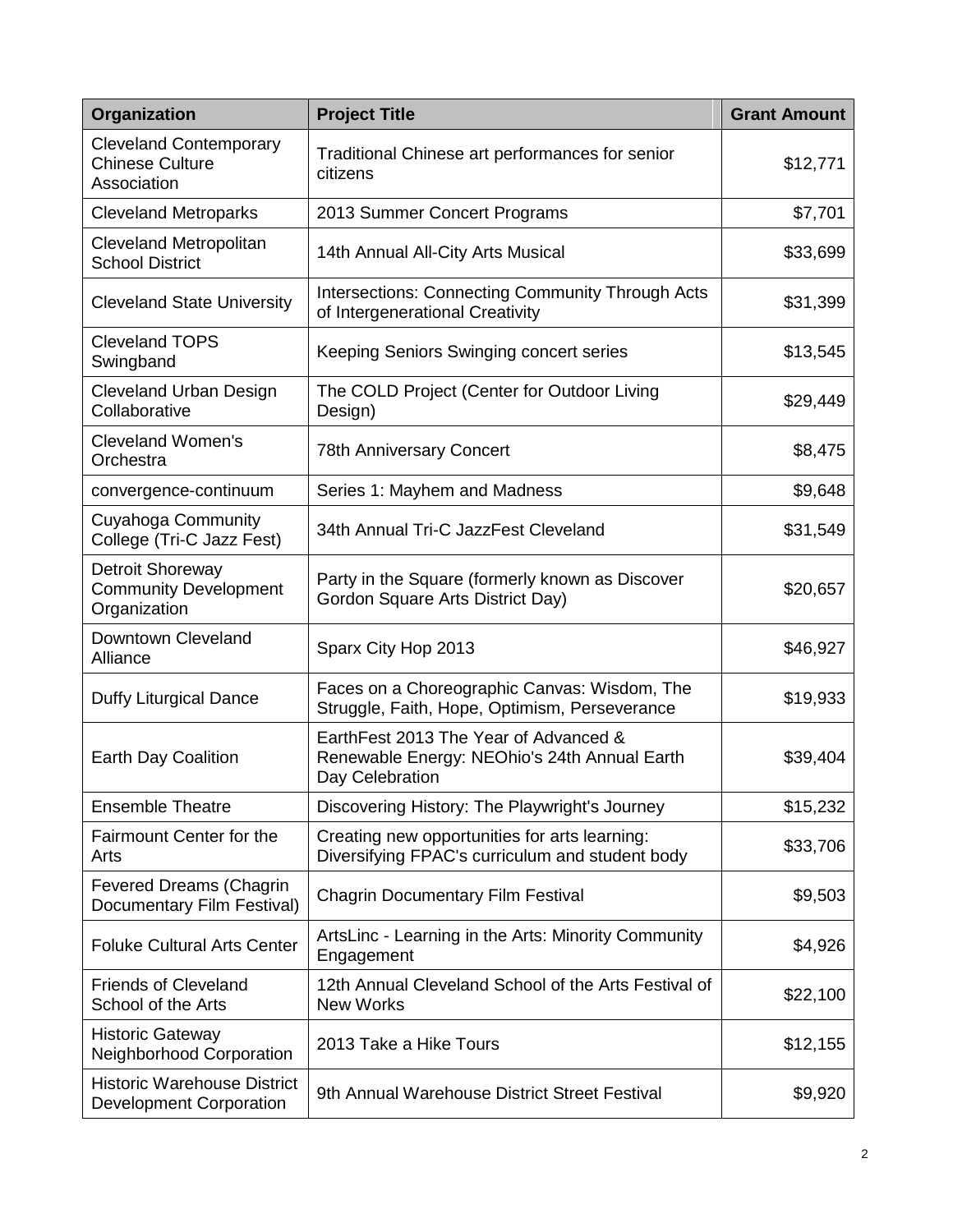| Organization | Project Title | Grant Amount |
|---|---|---|
| Cleveland Contemporary Chinese Culture Association | Traditional Chinese art performances for senior citizens | $12,771 |
| Cleveland Metroparks | 2013 Summer Concert Programs | $7,701 |
| Cleveland Metropolitan School District | 14th Annual All-City Arts Musical | $33,699 |
| Cleveland State University | Intersections: Connecting Community Through Acts of Intergenerational Creativity | $31,399 |
| Cleveland TOPS Swingband | Keeping Seniors Swinging concert series | $13,545 |
| Cleveland Urban Design Collaborative | The COLD Project (Center for Outdoor Living Design) | $29,449 |
| Cleveland Women's Orchestra | 78th Anniversary Concert | $8,475 |
| convergence-continuum | Series 1: Mayhem and Madness | $9,648 |
| Cuyahoga Community College (Tri-C Jazz Fest) | 34th Annual Tri-C JazzFest Cleveland | $31,549 |
| Detroit Shoreway Community Development Organization | Party in the Square (formerly known as Discover Gordon Square Arts District Day) | $20,657 |
| Downtown Cleveland Alliance | Sparx City Hop 2013 | $46,927 |
| Duffy Liturgical Dance | Faces on a Choreographic Canvas: Wisdom, The Struggle, Faith, Hope, Optimism, Perseverance | $19,933 |
| Earth Day Coalition | EarthFest 2013 The Year of Advanced & Renewable Energy: NEOhio's 24th Annual Earth Day Celebration | $39,404 |
| Ensemble Theatre | Discovering History: The Playwright's Journey | $15,232 |
| Fairmount Center for the Arts | Creating new opportunities for arts learning: Diversifying FPAC's curriculum and student body | $33,706 |
| Fevered Dreams (Chagrin Documentary Film Festival) | Chagrin Documentary Film Festival | $9,503 |
| Foluke Cultural Arts Center | ArtsLinc - Learning in the Arts: Minority Community Engagement | $4,926 |
| Friends of Cleveland School of the Arts | 12th Annual Cleveland School of the Arts Festival of New Works | $22,100 |
| Historic Gateway Neighborhood Corporation | 2013 Take a Hike Tours | $12,155 |
| Historic Warehouse District Development Corporation | 9th Annual Warehouse District Street Festival | $9,920 |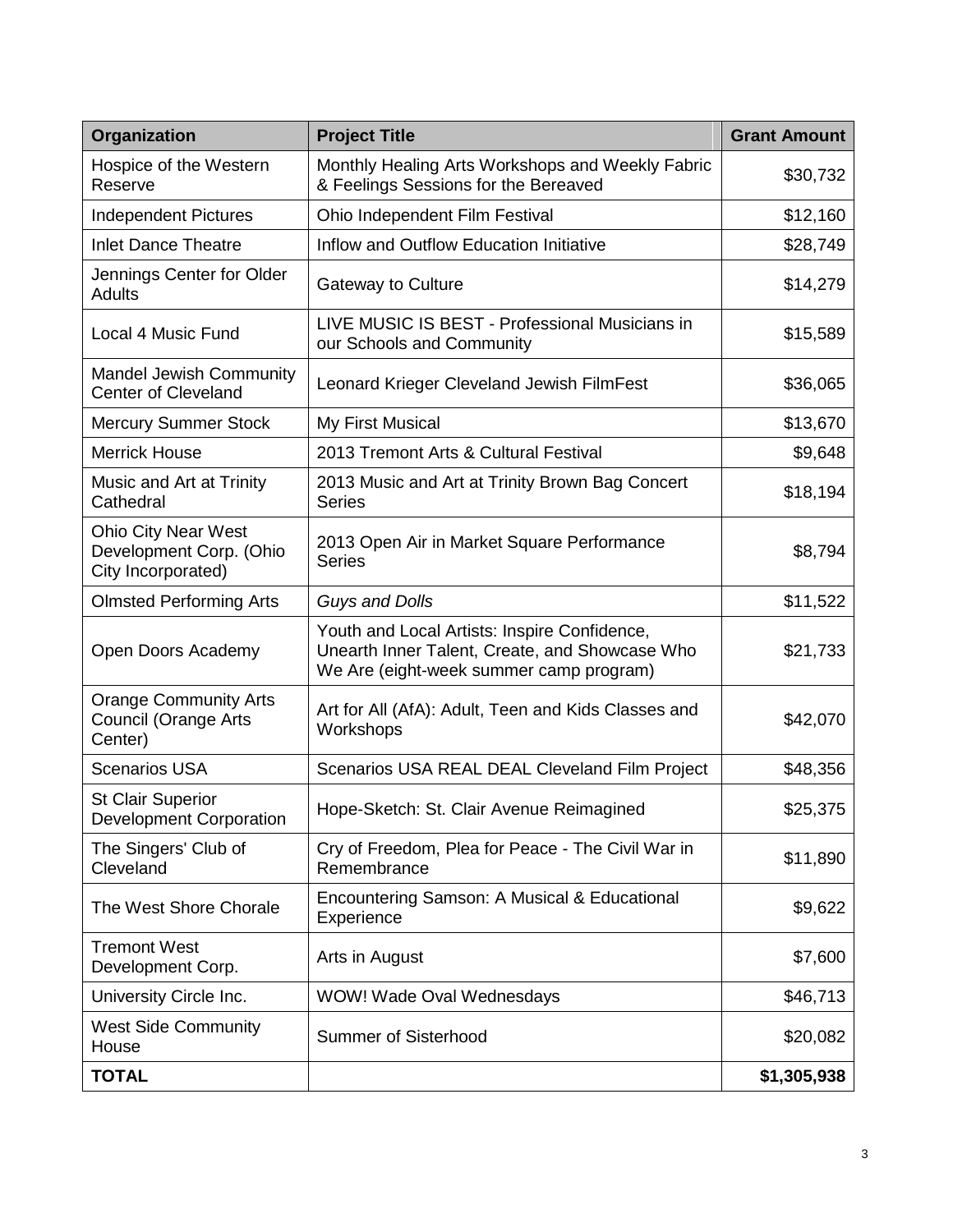| Organization | Project Title | Grant Amount |
|---|---|---|
| Hospice of the Western Reserve | Monthly Healing Arts Workshops and Weekly Fabric & Feelings Sessions for the Bereaved | $30,732 |
| Independent Pictures | Ohio Independent Film Festival | $12,160 |
| Inlet Dance Theatre | Inflow and Outflow Education Initiative | $28,749 |
| Jennings Center for Older Adults | Gateway to Culture | $14,279 |
| Local 4 Music Fund | LIVE MUSIC IS BEST - Professional Musicians in our Schools and Community | $15,589 |
| Mandel Jewish Community Center of Cleveland | Leonard Krieger Cleveland Jewish FilmFest | $36,065 |
| Mercury Summer Stock | My First Musical | $13,670 |
| Merrick House | 2013 Tremont Arts & Cultural Festival | $9,648 |
| Music and Art at Trinity Cathedral | 2013 Music and Art at Trinity Brown Bag Concert Series | $18,194 |
| Ohio City Near West Development Corp. (Ohio City Incorporated) | 2013 Open Air in Market Square Performance Series | $8,794 |
| Olmsted Performing Arts | *Guys and Dolls* | $11,522 |
| Open Doors Academy | Youth and Local Artists: Inspire Confidence, Unearth Inner Talent, Create, and Showcase Who We Are (eight-week summer camp program) | $21,733 |
| Orange Community Arts Council (Orange Arts Center) | Art for All (AfA): Adult, Teen and Kids Classes and Workshops | $42,070 |
| Scenarios USA | Scenarios USA REAL DEAL Cleveland Film Project | $48,356 |
| St Clair Superior Development Corporation | Hope-Sketch: St. Clair Avenue Reimagined | $25,375 |
| The Singers' Club of Cleveland | Cry of Freedom, Plea for Peace - The Civil War in Remembrance | $11,890 |
| The West Shore Chorale | Encountering Samson: A Musical & Educational Experience | $9,622 |
| Tremont West Development Corp. | Arts in August | $7,600 |
| University Circle Inc. | WOW! Wade Oval Wednesdays | $46,713 |
| West Side Community House | Summer of Sisterhood | $20,082 |
| **TOTAL** | | **$1,305,938** |